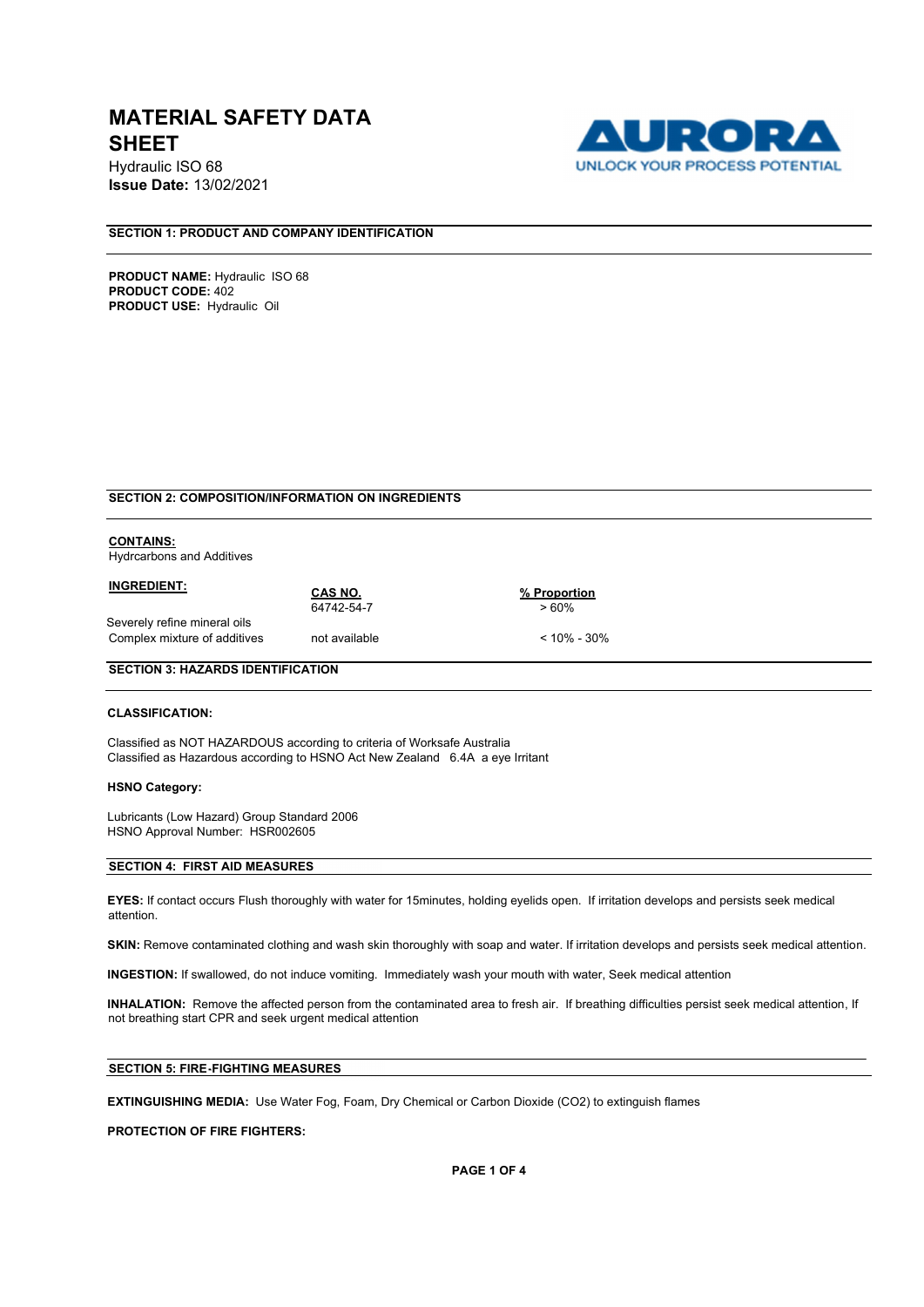# MATERIAL SAFETY DATA SHEET

Hydraulic ISO 68
**Issue Date:** 13/02/2021

AURORA
UNLOCK YOUR PROCESS POTENTIAL

## SECTION 1: PRODUCT AND COMPANY IDENTIFICATION

**PRODUCT NAME:** Hydraulic ISO 68
**PRODUCT CODE:** 402
**PRODUCT USE:** Hydraulic Oil

## SECTION 2: COMPOSITION/INFORMATION ON INGREDIENTS

**CONTAINS:**
Hydrcarbons and Additives

| INGREDIENT: | CAS NO. | % Proportion |
|---|---|---|
| Severely refine mineral oils | 64742-54-7 | > 60% |
| Complex mixture of additives | not available | < 10% - 30% |

## SECTION 3: HAZARDS IDENTIFICATION

**CLASSIFICATION:**

Classified as NOT HAZARDOUS according to criteria of Worksafe Australia
Classified as Hazardous according to HSNO Act New Zealand 6.4A a eye Irritant

**HSNO Category:**

Lubricants (Low Hazard) Group Standard 2006
HSNO Approval Number: HSR002605

## SECTION 4: FIRST AID MEASURES

**EYES:** If contact occurs Flush thoroughly with water for 15minutes, holding eyelids open. If irritation develops and persists seek medical attention.

**SKIN:** Remove contaminated clothing and wash skin thoroughly with soap and water. If irritation develops and persists seek medical attention.

**INGESTION:** If swallowed, do not induce vomiting. Immediately wash your mouth with water, Seek medical attention

**INHALATION:** Remove the affected person from the contaminated area to fresh air. If breathing difficulties persist seek medical attention, If not breathing start CPR and seek urgent medical attention

## SECTION 5: FIRE-FIGHTING MEASURES

**EXTINGUISHING MEDIA:** Use Water Fog, Foam, Dry Chemical or Carbon Dioxide ($CO_2$) to extinguish flames

**PROTECTION OF FIRE FIGHTERS:**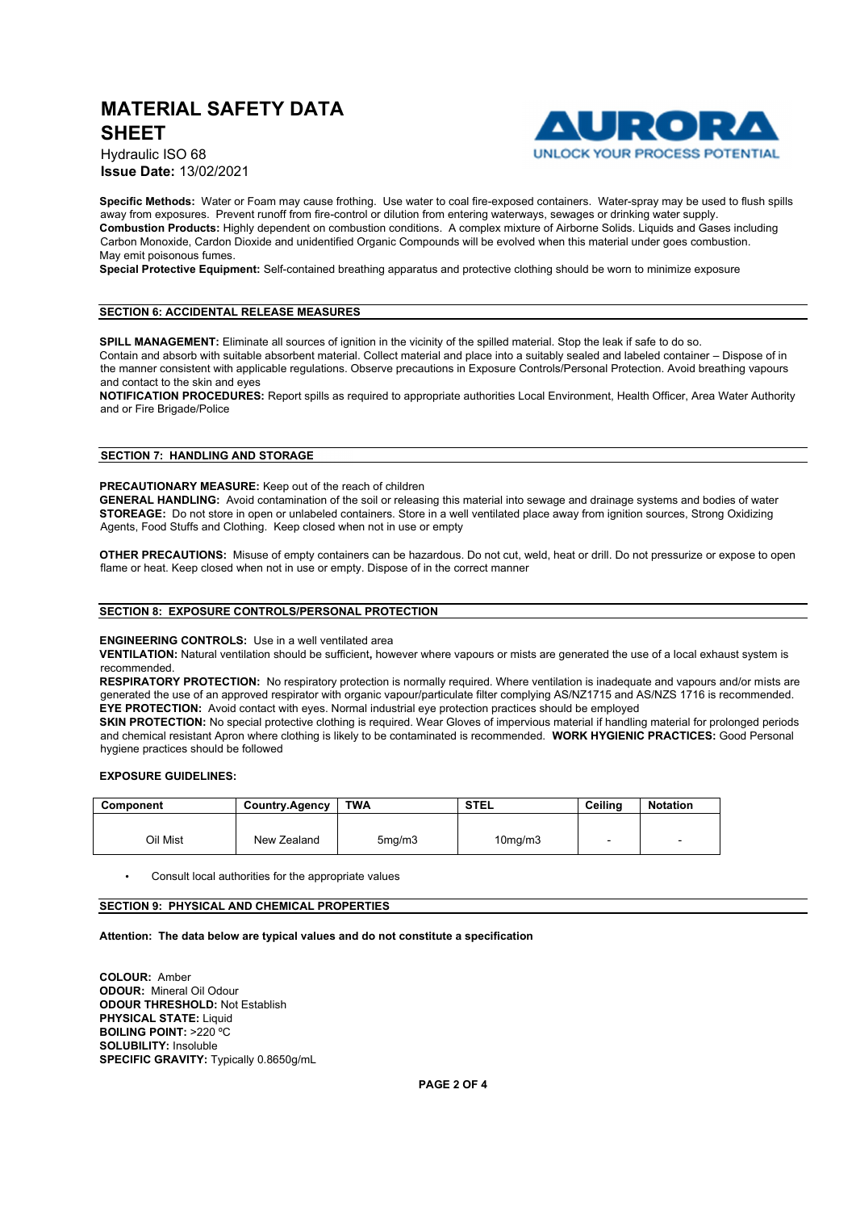**Specific Methods:** Water or Foam may cause frothing. Use water to coal fire-exposed containers. Water-spray may be used to flush spills away from exposures. Prevent runoff from fire-control or dilution from entering waterways, sewages or drinking water supply.
**Combustion Products:** Highly dependent on combustion conditions. A complex mixture of Airborne Solids. Liquids and Gases including Carbon Monoxide, Cardon Dioxide and unidentified Organic Compounds will be evolved when this material under goes combustion. May emit poisonous fumes.
**Special Protective Equipment:** Self-contained breathing apparatus and protective clothing should be worn to minimize exposure

## SECTION 6: ACCIDENTAL RELEASE MEASURES

**SPILL MANAGEMENT:** Eliminate all sources of ignition in the vicinity of the spilled material. Stop the leak if safe to do so. Contain and absorb with suitable absorbent material. Collect material and place into a suitably sealed and labeled container – Dispose of in the manner consistent with applicable regulations. Observe precautions in Exposure Controls/Personal Protection. Avoid breathing vapours and contact to the skin and eyes
**NOTIFICATION PROCEDURES:** Report spills as required to appropriate authorities Local Environment, Health Officer, Area Water Authority and or Fire Brigade/Police

## SECTION 7: HANDLING AND STORAGE

**PRECAUTIONARY MEASURE:** Keep out of the reach of children
**GENERAL HANDLING:** Avoid contamination of the soil or releasing this material into sewage and drainage systems and bodies of water
**STOREAGE:** Do not store in open or unlabeled containers. Store in a well ventilated place away from ignition sources, Strong Oxidizing Agents, Food Stuffs and Clothing. Keep closed when not in use or empty

**OTHER PRECAUTIONS:** Misuse of empty containers can be hazardous. Do not cut, weld, heat or drill. Do not pressurize or expose to open flame or heat. Keep closed when not in use or empty. Dispose of in the correct manner

## SECTION 8: EXPOSURE CONTROLS/PERSONAL PROTECTION

**ENGINEERING CONTROLS:** Use in a well ventilated area
**VENTILATION:** Natural ventilation should be sufficient, however where vapours or mists are generated the use of a local exhaust system is recommended.
**RESPIRATORY PROTECTION:** No respiratory protection is normally required. Where ventilation is inadequate and vapours and/or mists are generated the use of an approved respirator with organic vapour/particulate filter complying AS/NZ1715 and AS/NZS 1716 is recommended.
**EYE PROTECTION:** Avoid contact with eyes. Normal industrial eye protection practices should be employed
**SKIN PROTECTION:** No special protective clothing is required. Wear Gloves of impervious material if handling material for prolonged periods and chemical resistant Apron where clothing is likely to be contaminated is recommended. **WORK HYGIENIC PRACTICES:** Good Personal hygiene practices should be followed

**EXPOSURE GUIDELINES:**

| Component | Country.Agency | TWA | STEL | Ceiling | Notation |
|---|---|---|---|---|---|
| Oil Mist | New Zealand | 5mg/m3 | 10mg/m3 | - | - |

- Consult local authorities for the appropriate values

## SECTION 9: PHYSICAL AND CHEMICAL PROPERTIES

**Attention: The data below are typical values and do not constitute a specification**

**COLOUR:** Amber
**ODOUR:** Mineral Oil Odour
**ODOUR THRESHOLD:** Not Establish
**PHYSICAL STATE:** Liquid
**BOILING POINT:** >220 ºC
**SOLUBILITY:** Insoluble
**SPECIFIC GRAVITY:** Typically 0.8650g/mL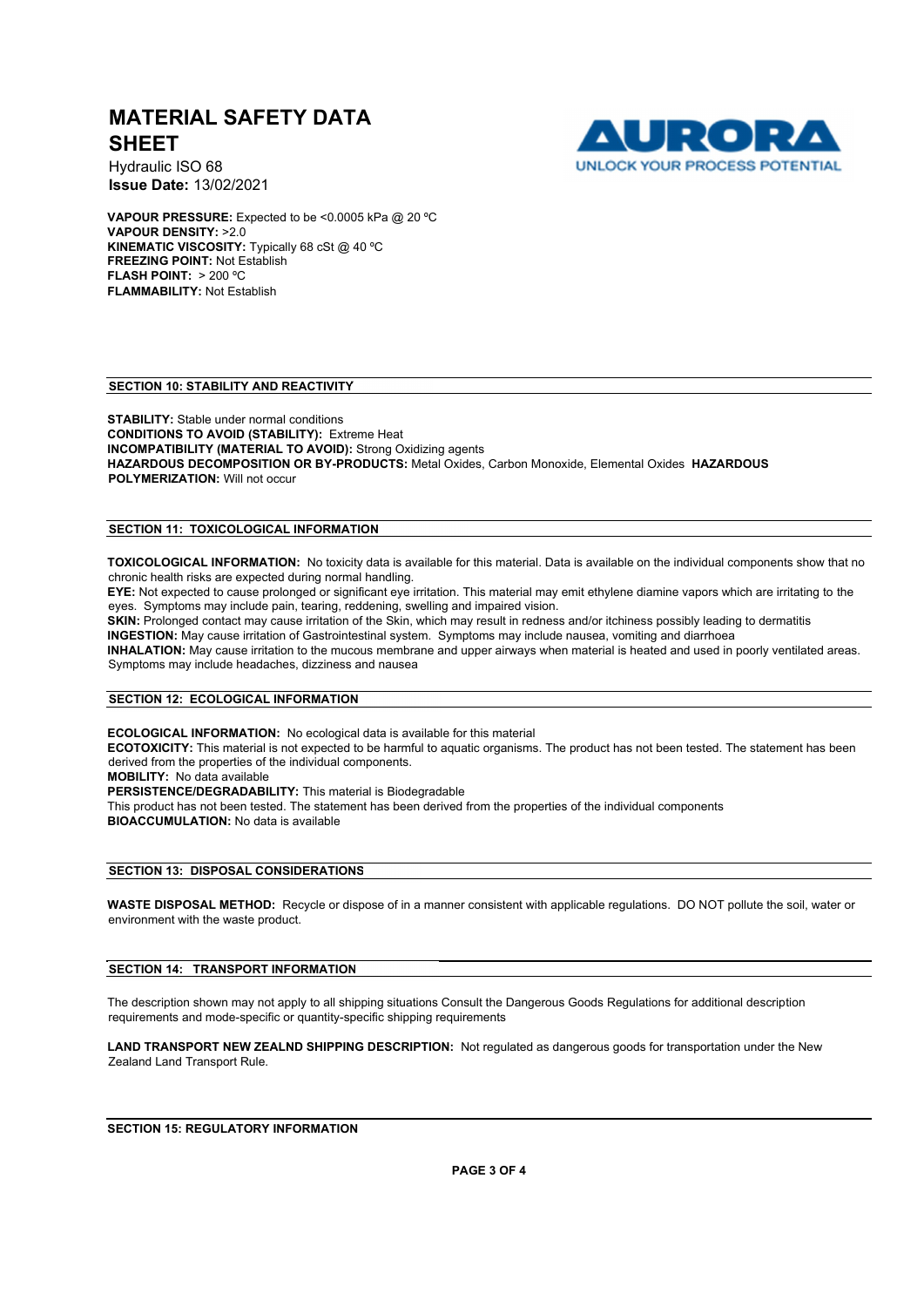VAPOUR PRESSURE: Expected to be <0.0005 kPa @ 20 ºC
VAPOUR DENSITY: >2.0
KINEMATIC VISCOSITY: Typically 68 cSt @ 40 ºC
FREEZING POINT: Not Establish
FLASH POINT: > 200 ºC
FLAMMABILITY: Not Establish

## SECTION 10: STABILITY AND REACTIVITY

**STABILITY:** Stable under normal conditions
**CONDITIONS TO AVOID (STABILITY):** Extreme Heat
**INCOMPATIBILITY (MATERIAL TO AVOID):** Strong Oxidizing agents
**HAZARDOUS DECOMPOSITION OR BY-PRODUCTS:** Metal Oxides, Carbon Monoxide, Elemental Oxides
**HAZARDOUS POLYMERIZATION:** Will not occur

## SECTION 11: TOXICOLOGICAL INFORMATION

**TOXICOLOGICAL INFORMATION:** No toxicity data is available for this material. Data is available on the individual components show that no chronic health risks are expected during normal handling.
**EYE:** Not expected to cause prolonged or significant eye irritation. This material may emit ethylene diamine vapors which are irritating to the eyes. Symptoms may include pain, tearing, reddening, swelling and impaired vision.
**SKIN:** Prolonged contact may cause irritation of the Skin, which may result in redness and/or itchiness possibly leading to dermatitis
**INGESTION:** May cause irritation of Gastrointestinal system. Symptoms may include nausea, vomiting and diarrhoea
**INHALATION:** May cause irritation to the mucous membrane and upper airways when material is heated and used in poorly ventilated areas. Symptoms may include headaches, dizziness and nausea

## SECTION 12: ECOLOGICAL INFORMATION

**ECOLOGICAL INFORMATION:** No ecological data is available for this material
**ECOTOXICITY:** This material is not expected to be harmful to aquatic organisms. The product has not been tested. The statement has been derived from the properties of the individual components.
**MOBILITY:** No data available
**PERSISTENCE/DEGRADABILITY:** This material is Biodegradable
This product has not been tested. The statement has been derived from the properties of the individual components
**BIOACCUMULATION:** No data is available

## SECTION 13: DISPOSAL CONSIDERATIONS

**WASTE DISPOSAL METHOD:** Recycle or dispose of in a manner consistent with applicable regulations. DO NOT pollute the soil, water or environment with the waste product.

## SECTION 14: TRANSPORT INFORMATION

The description shown may not apply to all shipping situations Consult the Dangerous Goods Regulations for additional description requirements and mode-specific or quantity-specific shipping requirements

**LAND TRANSPORT NEW ZEALND SHIPPING DESCRIPTION:** Not regulated as dangerous goods for transportation under the New Zealand Land Transport Rule.

## SECTION 15: REGULATORY INFORMATION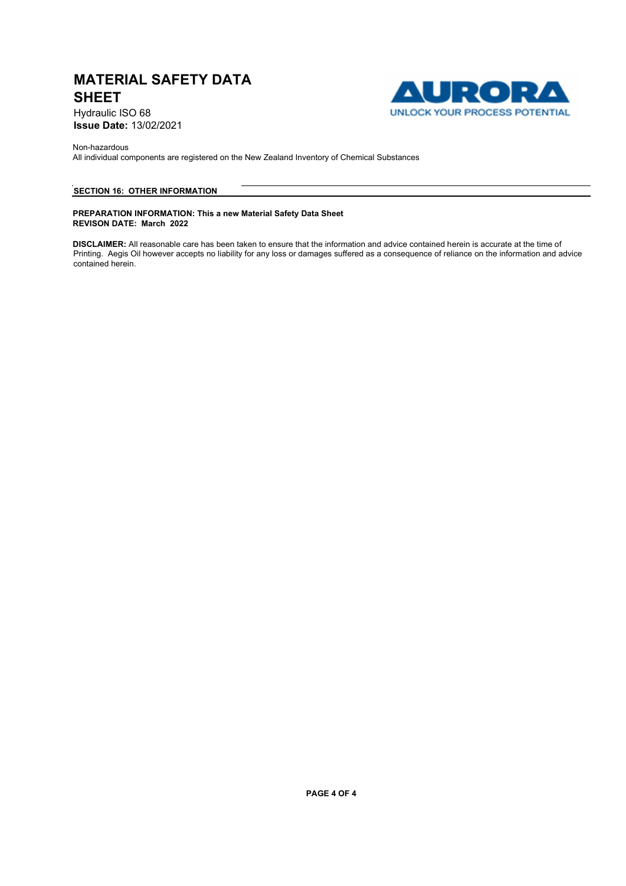Non-hazardous

All individual components are registered on the New Zealand Inventory of Chemical Substances

## SECTION 16: OTHER INFORMATION

**PREPARATION INFORMATION: This a new Material Safety Data Sheet**
**REVISON DATE: March 2022**

**DISCLAIMER:** All reasonable care has been taken to ensure that the information and advice contained herein is accurate at the time of Printing. Aegis Oil however accepts no liability for any loss or damages suffered as a consequence of reliance on the information and advice contained herein.